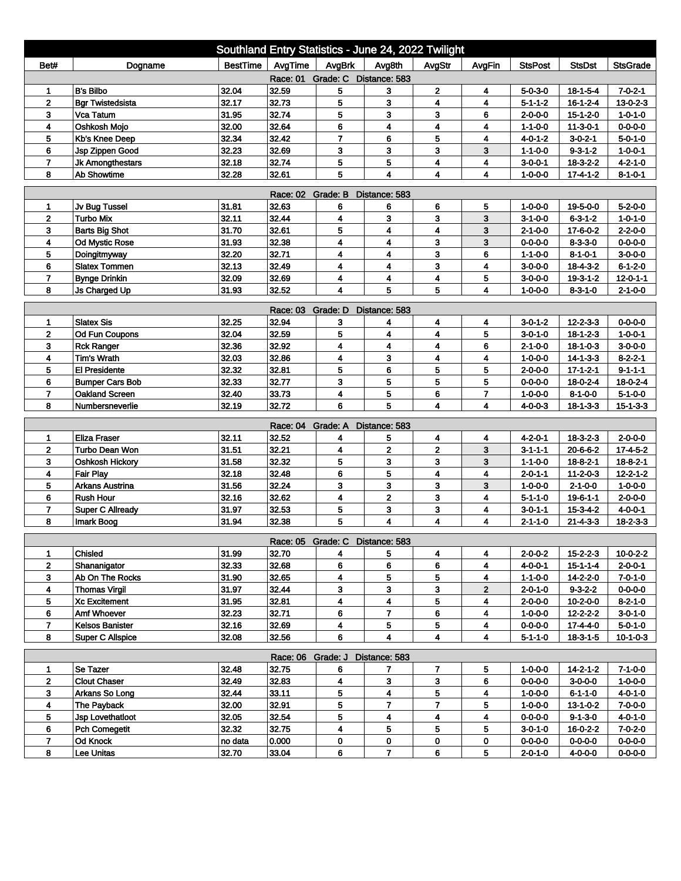# Southland Entry Statistics - June 24, 2022 Twilight

| Bet# | Dogname | BestTime | AvgTime | AvgBrk | Avg8th | AvgStr | AvgFin | StsPost | StsDst | StsGrade |
|---|---|---|---|---|---|---|---|---|---|---|
| **Race: 01 Grade: C Distance: 583** | | | | | | | | | | |
| 1 | B's Bilbo | 32.04 | 32.59 | 5 | 3 | 2 | 4 | 5-0-3-0 | 18-1-5-4 | 7-0-2-1 |
| 2 | Bgr Twistedsista | 32.17 | 32.73 | 5 | 3 | 4 | 4 | 5-1-1-2 | 16-1-2-4 | 13-0-2-3 |
| 3 | Vca Tatum | 31.95 | 32.74 | 5 | 3 | 3 | 6 | 2-0-0-0 | 15-1-2-0 | 1-0-1-0 |
| 4 | Oshkosh Mojo | 32.00 | 32.64 | 6 | 4 | 4 | 4 | 1-1-0-0 | 11-3-0-1 | 0-0-0-0 |
| 5 | Kb's Knee Deep | 32.34 | 32.42 | 7 | 6 | 5 | 4 | 4-0-1-2 | 3-0-2-1 | 5-0-1-0 |
| 6 | Jsp Zippen Good | 32.23 | 32.69 | 3 | 3 | 3 | 3 | 1-1-0-0 | 9-3-1-2 | 1-0-0-1 |
| 7 | Jk Amongthestars | 32.18 | 32.74 | 5 | 5 | 4 | 4 | 3-0-0-1 | 18-3-2-2 | 4-2-1-0 |
| 8 | Ab Showtime | 32.28 | 32.61 | 5 | 4 | 4 | 4 | 1-0-0-0 | 17-4-1-2 | 8-1-0-1 |
| **Race: 02 Grade: B Distance: 583** | | | | | | | | | | |
| 1 | Jv Bug Tussel | 31.81 | 32.63 | 6 | 6 | 6 | 5 | 1-0-0-0 | 19-5-0-0 | 5-2-0-0 |
| 2 | Turbo Mix | 32.11 | 32.44 | 4 | 3 | 3 | 3 | 3-1-0-0 | 6-3-1-2 | 1-0-1-0 |
| 3 | Barts Big Shot | 31.70 | 32.61 | 5 | 4 | 4 | 3 | 2-1-0-0 | 17-6-0-2 | 2-2-0-0 |
| 4 | Od Mystic Rose | 31.93 | 32.38 | 4 | 4 | 3 | 3 | 0-0-0-0 | 8-3-3-0 | 0-0-0-0 |
| 5 | Doingitmyway | 32.20 | 32.71 | 4 | 4 | 3 | 6 | 1-1-0-0 | 8-1-0-1 | 3-0-0-0 |
| 6 | Slatex Tommen | 32.13 | 32.49 | 4 | 4 | 3 | 4 | 3-0-0-0 | 18-4-3-2 | 6-1-2-0 |
| 7 | Bynge Drinkin | 32.09 | 32.69 | 4 | 4 | 4 | 5 | 3-0-0-0 | 19-3-1-2 | 12-0-1-1 |
| 8 | Js Charged Up | 31.93 | 32.52 | 4 | 5 | 5 | 4 | 1-0-0-0 | 8-3-1-0 | 2-1-0-0 |
| **Race: 03 Grade: D Distance: 583** | | | | | | | | | | |
| 1 | Slatex Sis | 32.25 | 32.94 | 3 | 4 | 4 | 4 | 3-0-1-2 | 12-2-3-3 | 0-0-0-0 |
| 2 | Od Fun Coupons | 32.04 | 32.59 | 5 | 4 | 4 | 5 | 3-0-1-0 | 18-1-2-3 | 1-0-0-1 |
| 3 | Rck Ranger | 32.36 | 32.92 | 4 | 4 | 4 | 6 | 2-1-0-0 | 18-1-0-3 | 3-0-0-0 |
| 4 | Tim's Wrath | 32.03 | 32.86 | 4 | 3 | 4 | 4 | 1-0-0-0 | 14-1-3-3 | 8-2-2-1 |
| 5 | El Presidente | 32.32 | 32.81 | 5 | 6 | 5 | 5 | 2-0-0-0 | 17-1-2-1 | 9-1-1-1 |
| 6 | Bumper Cars Bob | 32.33 | 32.77 | 3 | 5 | 5 | 5 | 0-0-0-0 | 18-0-2-4 | 18-0-2-4 |
| 7 | Oakland Screen | 32.40 | 33.73 | 4 | 5 | 6 | 7 | 1-0-0-0 | 8-1-0-0 | 5-1-0-0 |
| 8 | Numbersneverlie | 32.19 | 32.72 | 6 | 5 | 4 | 4 | 4-0-0-3 | 18-1-3-3 | 15-1-3-3 |
| **Race: 04 Grade: A Distance: 583** | | | | | | | | | | |
| 1 | Eliza Fraser | 32.11 | 32.52 | 4 | 5 | 4 | 4 | 4-2-0-1 | 18-3-2-3 | 2-0-0-0 |
| 2 | Turbo Dean Won | 31.51 | 32.21 | 4 | 2 | 2 | 3 | 3-1-1-1 | 20-6-6-2 | 17-4-5-2 |
| 3 | Oshkosh Hickory | 31.58 | 32.32 | 5 | 3 | 3 | 3 | 1-1-0-0 | 18-8-2-1 | 18-8-2-1 |
| 4 | Fair Play | 32.18 | 32.48 | 6 | 5 | 4 | 4 | 2-0-1-1 | 11-2-0-3 | 12-2-1-2 |
| 5 | Arkans Austrina | 31.56 | 32.24 | 3 | 3 | 3 | 3 | 1-0-0-0 | 2-1-0-0 | 1-0-0-0 |
| 6 | Rush Hour | 32.16 | 32.62 | 4 | 2 | 3 | 4 | 5-1-1-0 | 19-6-1-1 | 2-0-0-0 |
| 7 | Super C Allready | 31.97 | 32.53 | 5 | 3 | 3 | 4 | 3-0-1-1 | 15-3-4-2 | 4-0-0-1 |
| 8 | Imark Boog | 31.94 | 32.38 | 5 | 4 | 4 | 4 | 2-1-1-0 | 21-4-3-3 | 18-2-3-3 |
| **Race: 05 Grade: C Distance: 583** | | | | | | | | | | |
| 1 | Chisled | 31.99 | 32.70 | 4 | 5 | 4 | 4 | 2-0-0-2 | 15-2-2-3 | 10-0-2-2 |
| 2 | Shananigator | 32.33 | 32.68 | 6 | 6 | 6 | 4 | 4-0-0-1 | 15-1-1-4 | 2-0-0-1 |
| 3 | Ab On The Rocks | 31.90 | 32.65 | 4 | 5 | 5 | 4 | 1-1-0-0 | 14-2-2-0 | 7-0-1-0 |
| 4 | Thomas Virgil | 31.97 | 32.44 | 3 | 3 | 3 | 2 | 2-0-1-0 | 9-3-2-2 | 0-0-0-0 |
| 5 | Xc Excitement | 31.95 | 32.81 | 4 | 4 | 5 | 4 | 2-0-0-0 | 10-2-0-0 | 8-2-1-0 |
| 6 | Amf Whoever | 32.23 | 32.71 | 6 | 7 | 6 | 4 | 1-0-0-0 | 12-2-2-2 | 3-0-1-0 |
| 7 | Kelsos Banister | 32.16 | 32.69 | 4 | 5 | 5 | 4 | 0-0-0-0 | 17-4-4-0 | 5-0-1-0 |
| 8 | Super C Allspice | 32.08 | 32.56 | 6 | 4 | 4 | 4 | 5-1-1-0 | 18-3-1-5 | 10-1-0-3 |
| **Race: 06 Grade: J Distance: 583** | | | | | | | | | | |
| 1 | Se Tazer | 32.48 | 32.75 | 6 | 7 | 7 | 5 | 1-0-0-0 | 14-2-1-2 | 7-1-0-0 |
| 2 | Clout Chaser | 32.49 | 32.83 | 4 | 3 | 3 | 6 | 0-0-0-0 | 3-0-0-0 | 1-0-0-0 |
| 3 | Arkans So Long | 32.44 | 33.11 | 5 | 4 | 5 | 4 | 1-0-0-0 | 6-1-1-0 | 4-0-1-0 |
| 4 | The Payback | 32.00 | 32.91 | 5 | 7 | 7 | 5 | 1-0-0-0 | 13-1-0-2 | 7-0-0-0 |
| 5 | Jsp Lovethatloot | 32.05 | 32.54 | 5 | 4 | 4 | 4 | 0-0-0-0 | 9-1-3-0 | 4-0-1-0 |
| 6 | Pch Comegetit | 32.32 | 32.75 | 4 | 5 | 5 | 5 | 3-0-1-0 | 16-0-2-2 | 7-0-2-0 |
| 7 | Od Knock | no data | 0.000 | 0 | 0 | 0 | 0 | 0-0-0-0 | 0-0-0-0 | 0-0-0-0 |
| 8 | Lee Unitas | 32.70 | 33.04 | 6 | 7 | 6 | 5 | 2-0-1-0 | 4-0-0-0 | 0-0-0-0 |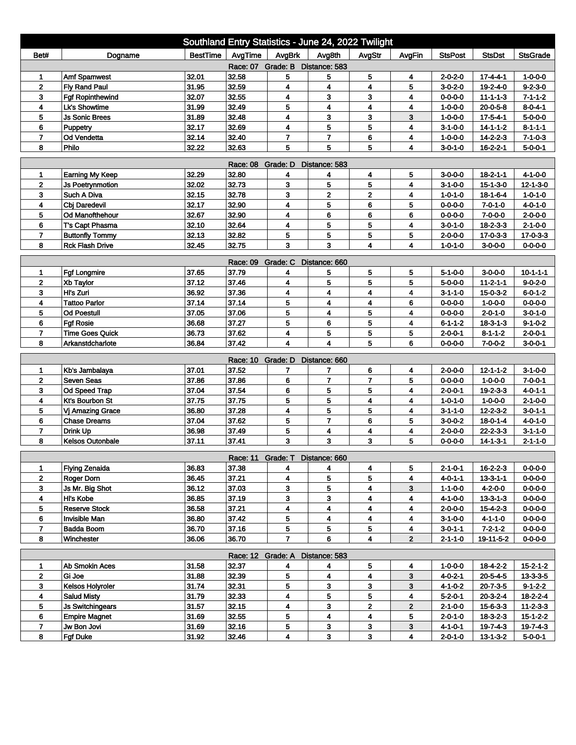## Southland Entry Statistics - June 24, 2022 Twilight

| Bet# | Dogname | BestTime | AvgTime | AvgBrk | Avg8th | AvgStr | AvgFin | StsPost | StsDst | StsGrade |
|---|---|---|---|---|---|---|---|---|---|---|
| Race: 07 Grade: B Distance: 583 | | | | | | | | | | |
| 1 | Amf Spamwest | 32.01 | 32.58 | 5 | 5 | 5 | 4 | 2-0-2-0 | 17-4-4-1 | 1-0-0-0 |
| 2 | Fly Rand Paul | 31.95 | 32.59 | 4 | 4 | 4 | 5 | 3-0-2-0 | 19-2-4-0 | 9-2-3-0 |
| 3 | Fgf Ropinthewind | 32.07 | 32.55 | 4 | 3 | 3 | 4 | 0-0-0-0 | 11-1-1-3 | 7-1-1-2 |
| 4 | Lk's Showtime | 31.99 | 32.49 | 5 | 4 | 4 | 4 | 1-0-0-0 | 20-0-5-8 | 8-0-4-1 |
| 5 | Js Sonic Brees | 31.89 | 32.48 | 4 | 3 | 3 | 3 | 1-0-0-0 | 17-5-4-1 | 5-0-0-0 |
| 6 | Puppetry | 32.17 | 32.69 | 4 | 5 | 5 | 4 | 3-1-0-0 | 14-1-1-2 | 8-1-1-1 |
| 7 | Od Vendetta | 32.14 | 32.40 | 7 | 7 | 6 | 4 | 1-0-0-0 | 14-2-2-3 | 7-1-0-3 |
| 8 | Philo | 32.22 | 32.63 | 5 | 5 | 5 | 4 | 3-0-1-0 | 16-2-2-1 | 5-0-0-1 |
| Race: 08 Grade: D Distance: 583 | | | | | | | | | | |
| 1 | Earning My Keep | 32.29 | 32.80 | 4 | 4 | 4 | 5 | 3-0-0-0 | 18-2-1-1 | 4-1-0-0 |
| 2 | Js Poetrynmotion | 32.02 | 32.73 | 3 | 5 | 5 | 4 | 3-1-0-0 | 15-1-3-0 | 12-1-3-0 |
| 3 | Such A Diva | 32.15 | 32.78 | 3 | 2 | 2 | 4 | 1-0-1-0 | 18-1-6-4 | 1-0-1-0 |
| 4 | Cbj Daredevil | 32.17 | 32.90 | 4 | 5 | 6 | 5 | 0-0-0-0 | 7-0-1-0 | 4-0-1-0 |
| 5 | Od Manofthehour | 32.67 | 32.90 | 4 | 6 | 6 | 6 | 0-0-0-0 | 7-0-0-0 | 2-0-0-0 |
| 6 | T's Capt Phasma | 32.10 | 32.64 | 4 | 5 | 5 | 4 | 3-0-1-0 | 18-2-3-3 | 2-1-0-0 |
| 7 | Buttonfly Tommy | 32.13 | 32.82 | 5 | 5 | 5 | 5 | 2-0-0-0 | 17-0-3-3 | 17-0-3-3 |
| 8 | Rck Flash Drive | 32.45 | 32.75 | 3 | 3 | 4 | 4 | 1-0-1-0 | 3-0-0-0 | 0-0-0-0 |
| Race: 09 Grade: C Distance: 660 | | | | | | | | | | |
| 1 | Fgf Longmire | 37.65 | 37.79 | 4 | 5 | 5 | 5 | 5-1-0-0 | 3-0-0-0 | 10-1-1-1 |
| 2 | Xb Taylor | 37.12 | 37.46 | 4 | 5 | 5 | 5 | 5-0-0-0 | 11-2-1-1 | 9-0-2-0 |
| 3 | Hl's Zuri | 36.92 | 37.36 | 4 | 4 | 4 | 4 | 3-1-1-0 | 15-0-3-2 | 6-0-1-2 |
| 4 | Tattoo Parlor | 37.14 | 37.14 | 5 | 4 | 4 | 6 | 0-0-0-0 | 1-0-0-0 | 0-0-0-0 |
| 5 | Od Poestull | 37.05 | 37.06 | 5 | 4 | 5 | 4 | 0-0-0-0 | 2-0-1-0 | 3-0-1-0 |
| 6 | Fgf Rosie | 36.68 | 37.27 | 5 | 6 | 5 | 4 | 6-1-1-2 | 18-3-1-3 | 9-1-0-2 |
| 7 | Time Goes Quick | 36.73 | 37.62 | 4 | 5 | 5 | 5 | 2-0-0-1 | 8-1-1-2 | 2-0-0-1 |
| 8 | Arkanstdcharlote | 36.84 | 37.42 | 4 | 4 | 5 | 6 | 0-0-0-0 | 7-0-0-2 | 3-0-0-1 |
| Race: 10 Grade: D Distance: 660 | | | | | | | | | | |
| 1 | Kb's Jambalaya | 37.01 | 37.52 | 7 | 7 | 6 | 4 | 2-0-0-0 | 12-1-1-2 | 3-1-0-0 |
| 2 | Seven Seas | 37.86 | 37.86 | 6 | 7 | 7 | 5 | 0-0-0-0 | 1-0-0-0 | 7-0-0-1 |
| 3 | Od Speed Trap | 37.04 | 37.54 | 6 | 5 | 5 | 4 | 2-0-0-1 | 19-2-3-3 | 4-0-1-1 |
| 4 | Kt's Bourbon St | 37.75 | 37.75 | 5 | 5 | 4 | 4 | 1-0-1-0 | 1-0-0-0 | 2-1-0-0 |
| 5 | Vj Amazing Grace | 36.80 | 37.28 | 4 | 5 | 5 | 4 | 3-1-1-0 | 12-2-3-2 | 3-0-1-1 |
| 6 | Chase Dreams | 37.04 | 37.62 | 5 | 7 | 6 | 5 | 3-0-0-2 | 18-0-1-4 | 4-0-1-0 |
| 7 | Drink Up | 36.98 | 37.49 | 5 | 4 | 4 | 4 | 2-0-0-0 | 22-2-3-3 | 3-1-1-0 |
| 8 | Kelsos Outonbale | 37.11 | 37.41 | 3 | 3 | 3 | 5 | 0-0-0-0 | 14-1-3-1 | 2-1-1-0 |
| Race: 11 Grade: T Distance: 660 | | | | | | | | | | |
| 1 | Flying Zenaida | 36.83 | 37.38 | 4 | 4 | 4 | 5 | 2-1-0-1 | 16-2-2-3 | 0-0-0-0 |
| 2 | Roger Dorn | 36.45 | 37.21 | 4 | 5 | 5 | 4 | 4-0-1-1 | 13-3-1-1 | 0-0-0-0 |
| 3 | Js Mr. Big Shot | 36.12 | 37.03 | 3 | 5 | 4 | 3 | 1-1-0-0 | 4-2-0-0 | 0-0-0-0 |
| 4 | Hl's Kobe | 36.85 | 37.19 | 3 | 3 | 4 | 4 | 4-1-0-0 | 13-3-1-3 | 0-0-0-0 |
| 5 | Reserve Stock | 36.58 | 37.21 | 4 | 4 | 4 | 4 | 2-0-0-0 | 15-4-2-3 | 0-0-0-0 |
| 6 | Invisible Man | 36.80 | 37.42 | 5 | 4 | 4 | 4 | 3-1-0-0 | 4-1-1-0 | 0-0-0-0 |
| 7 | Badda Boom | 36.70 | 37.16 | 5 | 5 | 5 | 4 | 3-0-1-1 | 7-2-1-2 | 0-0-0-0 |
| 8 | Winchester | 36.06 | 36.70 | 7 | 6 | 4 | 2 | 2-1-1-0 | 19-11-5-2 | 0-0-0-0 |
| Race: 12 Grade: A Distance: 583 | | | | | | | | | | |
| 1 | Ab Smokin Aces | 31.58 | 32.37 | 4 | 4 | 5 | 4 | 1-0-0-0 | 18-4-2-2 | 15-2-1-2 |
| 2 | Gi Joe | 31.88 | 32.39 | 5 | 4 | 4 | 3 | 4-0-2-1 | 20-5-4-5 | 13-3-3-5 |
| 3 | Kelsos Holyroler | 31.74 | 32.31 | 5 | 3 | 3 | 3 | 4-1-0-2 | 20-7-3-5 | 9-1-2-2 |
| 4 | Salud Misty | 31.79 | 32.33 | 4 | 5 | 5 | 4 | 5-2-0-1 | 20-3-2-4 | 18-2-2-4 |
| 5 | Js Switchingears | 31.57 | 32.15 | 4 | 3 | 2 | 2 | 2-1-0-0 | 15-6-3-3 | 11-2-3-3 |
| 6 | Empire Magnet | 31.69 | 32.55 | 5 | 4 | 4 | 5 | 2-0-1-0 | 18-3-2-3 | 15-1-2-2 |
| 7 | Jw Bon Jovi | 31.69 | 32.16 | 5 | 3 | 3 | 3 | 4-1-0-1 | 19-7-4-3 | 19-7-4-3 |
| 8 | Fgf Duke | 31.92 | 32.46 | 4 | 3 | 3 | 4 | 2-0-1-0 | 13-1-3-2 | 5-0-0-1 |